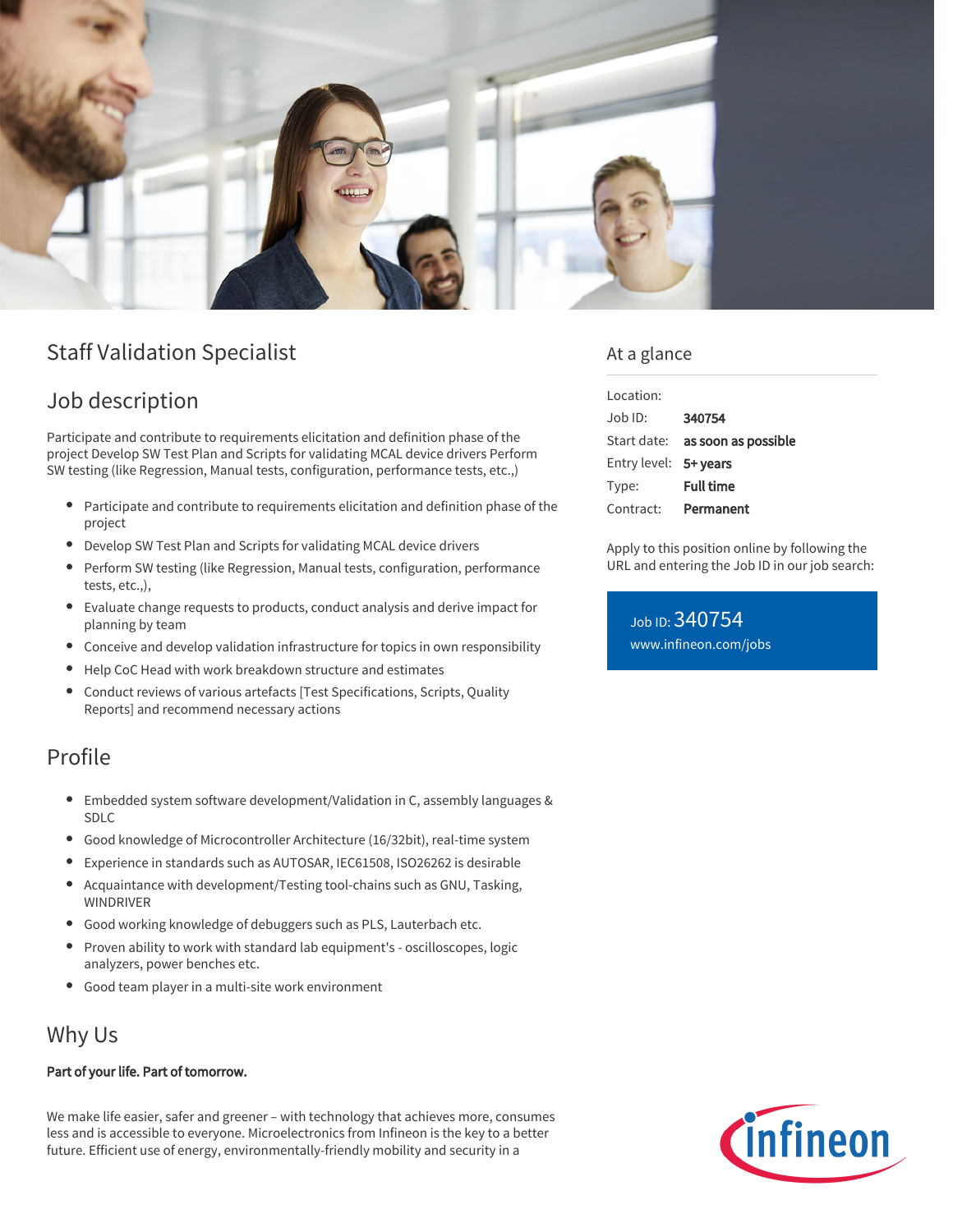# Staff Validation Specialist

## Job description

Participate and contribute to requirements elicitation and definition phase of the project Develop SW Test Plan and Scripts for validating MCAL device drivers Perform SW testing (like Regression, Manual tests, configuration, performance tests, etc.,)

- Participate and contribute to requirements elicitation and definition phase of the project
- Develop SW Test Plan and Scripts for validating MCAL device drivers
- Perform SW testing (like Regression, Manual tests, configuration, performance tests, etc.,),
- Evaluate change requests to products, conduct analysis and derive impact for planning by team
- Conceive and develop validation infrastructure for topics in own responsibility
- Help CoC Head with work breakdown structure and estimates
- Conduct reviews of various artefacts [Test Specifications, Scripts, Quality Reports] and recommend necessary actions

## Profile

- Embedded system software development/Validation in C, assembly languages & SDLC
- Good knowledge of Microcontroller Architecture (16/32bit), real-time system
- Experience in standards such as AUTOSAR, IEC61508, ISO26262 is desirable
- Acquaintance with development/Testing tool-chains such as GNU, Tasking, WINDRIVER
- Good working knowledge of debuggers such as PLS, Lauterbach etc.
- Proven ability to work with standard lab equipment's - oscilloscopes, logic analyzers, power benches etc.
- Good team player in a multi-site work environment

## Why Us

**Part of your life. Part of tomorrow.**

We make life easier, safer and greener – with technology that achieves more, consumes less and is accessible to everyone. Microelectronics from Infineon is the key to a better future. Efficient use of energy, environmentally-friendly mobility and security in a

## At a glance

| | |
|---|---|
| Location: | |
| Job ID: | **340754** |
| Start date: | **as soon as possible** |
| Entry level: | **5+ years** |
| Type: | **Full time** |
| Contract: | **Permanent** |

Apply to this position online by following the URL and entering the Job ID in our job search:

Job ID: 340754
www.infineon.com/jobs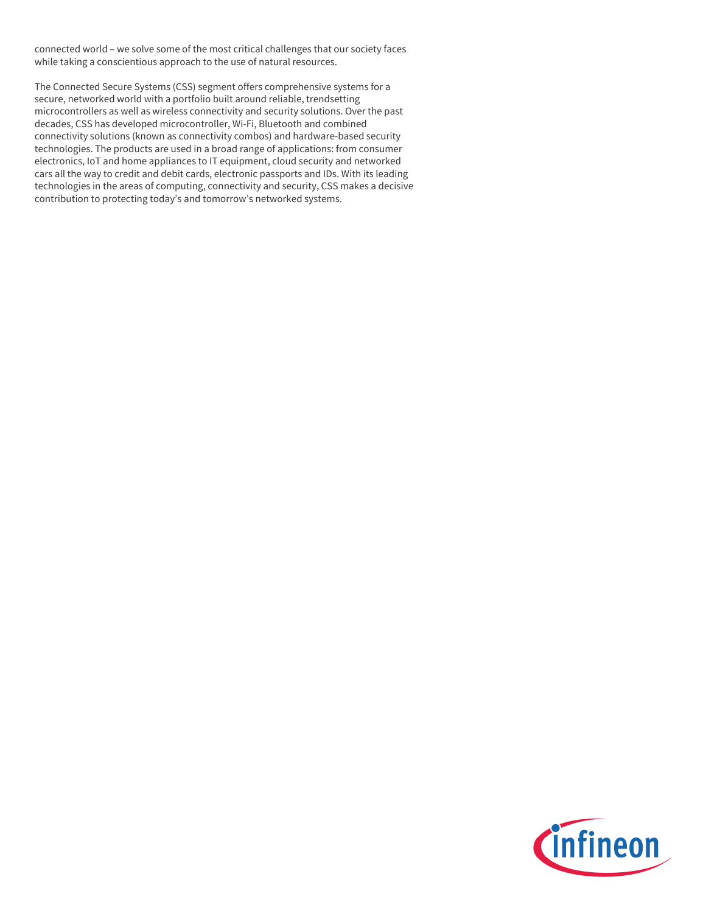connected world – we solve some of the most critical challenges that our society faces while taking a conscientious approach to the use of natural resources.

The Connected Secure Systems (CSS) segment offers comprehensive systems for a secure, networked world with a portfolio built around reliable, trendsetting microcontrollers as well as wireless connectivity and security solutions. Over the past decades, CSS has developed microcontroller, Wi-Fi, Bluetooth and combined connectivity solutions (known as connectivity combos) and hardware-based security technologies. The products are used in a broad range of applications: from consumer electronics, IoT and home appliances to IT equipment, cloud security and networked cars all the way to credit and debit cards, electronic passports and IDs. With its leading technologies in the areas of computing, connectivity and security, CSS makes a decisive contribution to protecting today's and tomorrow's networked systems.